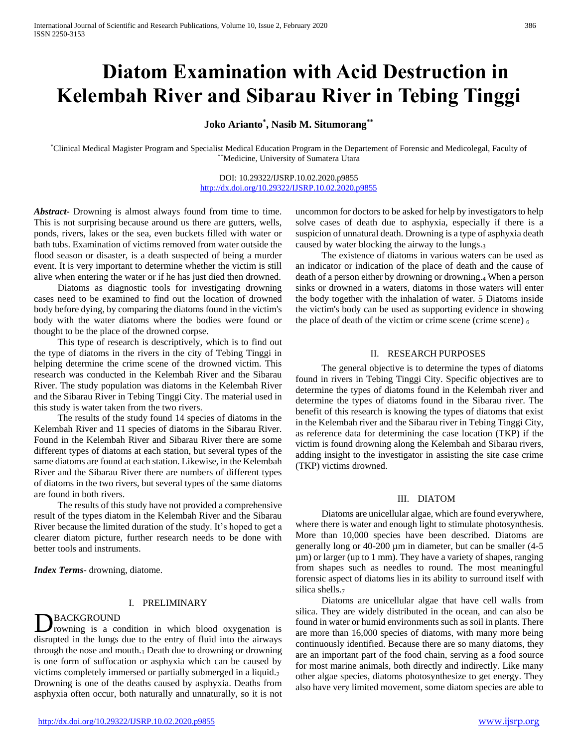# Diatom Examination with Acid Destruction in Kelembah River and Sibarau River in Tebing Tinggi

**Joko Arianto[*], Nasib M. Situmorang[**]**

[*]Clinical Medical Magister Program and Specialist Medical Education Program in the Departement of Forensic and Medicolegal, Faculty of [**]Medicine, University of Sumatera Utara

DOI: 10.29322/IJSRP.10.02.2020.p9855
http://dx.doi.org/10.29322/IJSRP.10.02.2020.p9855

***Abstract*****-** Drowning is almost always found from time to time. This is not surprising because around us there are gutters, wells, ponds, rivers, lakes or the sea, even buckets filled with water or bath tubs. Examination of victims removed from water outside the flood season or disaster, is a death suspected of being a murder event. It is very important to determine whether the victim is still alive when entering the water or if he has just died then drowned.

Diatoms as diagnostic tools for investigating drowning cases need to be examined to find out the location of drowned body before dying, by comparing the diatoms found in the victim's body with the water diatoms where the bodies were found or thought to be the place of the drowned corpse.

This type of research is descriptively, which is to find out the type of diatoms in the rivers in the city of Tebing Tinggi in helping determine the crime scene of the drowned victim. This research was conducted in the Kelembah River and the Sibarau River. The study population was diatoms in the Kelembah River and the Sibarau River in Tebing Tinggi City. The material used in this study is water taken from the two rivers.

The results of the study found 14 species of diatoms in the Kelembah River and 11 species of diatoms in the Sibarau River. Found in the Kelembah River and Sibarau River there are some different types of diatoms at each station, but several types of the same diatoms are found at each station. Likewise, in the Kelembah River and the Sibarau River there are numbers of different types of diatoms in the two rivers, but several types of the same diatoms are found in both rivers.

The results of this study have not provided a comprehensive result of the types diatom in the Kelembah River and the Sibarau River because the limited duration of the study. It's hoped to get a clearer diatom picture, further research needs to be done with better tools and instruments.

***Index Terms*****-** drowning, diatome.

## I. PRELIMINARY

BACKGROUND

Drowning is a condition in which blood oxygenation is disrupted in the lungs due to the entry of fluid into the airways through the nose and mouth.[1] Death due to drowning or drowning is one form of suffocation or asphyxia which can be caused by victims completely immersed or partially submerged in a liquid.[2] Drowning is one of the deaths caused by asphyxia. Deaths from asphyxia often occur, both naturally and unnaturally, so it is not uncommon for doctors to be asked for help by investigators to help solve cases of death due to asphyxia, especially if there is a suspicion of unnatural death. Drowning is a type of asphyxia death caused by water blocking the airway to the lungs.[3]

The existence of diatoms in various waters can be used as an indicator or indication of the place of death and the cause of death of a person either by drowning or drowning.[4] When a person sinks or drowned in a waters, diatoms in those waters will enter the body together with the inhalation of water. 5 Diatoms inside the victim's body can be used as supporting evidence in showing the place of death of the victim or crime scene (crime scene) [6]

## II. RESEARCH PURPOSES

The general objective is to determine the types of diatoms found in rivers in Tebing Tinggi City. Specific objectives are to determine the types of diatoms found in the Kelembah river and determine the types of diatoms found in the Sibarau river. The benefit of this research is knowing the types of diatoms that exist in the Kelembah river and the Sibarau river in Tebing Tinggi City, as reference data for determining the case location (TKP) if the victim is found drowning along the Kelembah and Sibarau rivers, adding insight to the investigator in assisting the site case crime (TKP) victims drowned.

## III. DIATOM

Diatoms are unicellular algae, which are found everywhere, where there is water and enough light to stimulate photosynthesis. More than 10,000 species have been described. Diatoms are generally long or 40-200 µm in diameter, but can be smaller (4-5 µm) or larger (up to 1 mm). They have a variety of shapes, ranging from shapes such as needles to round. The most meaningful forensic aspect of diatoms lies in its ability to surround itself with silica shells.[7]

Diatoms are unicellular algae that have cell walls from silica. They are widely distributed in the ocean, and can also be found in water or humid environments such as soil in plants. There are more than 16,000 species of diatoms, with many more being continuously identified. Because there are so many diatoms, they are an important part of the food chain, serving as a food source for most marine animals, both directly and indirectly. Like many other algae species, diatoms photosynthesize to get energy. They also have very limited movement, some diatom species are able to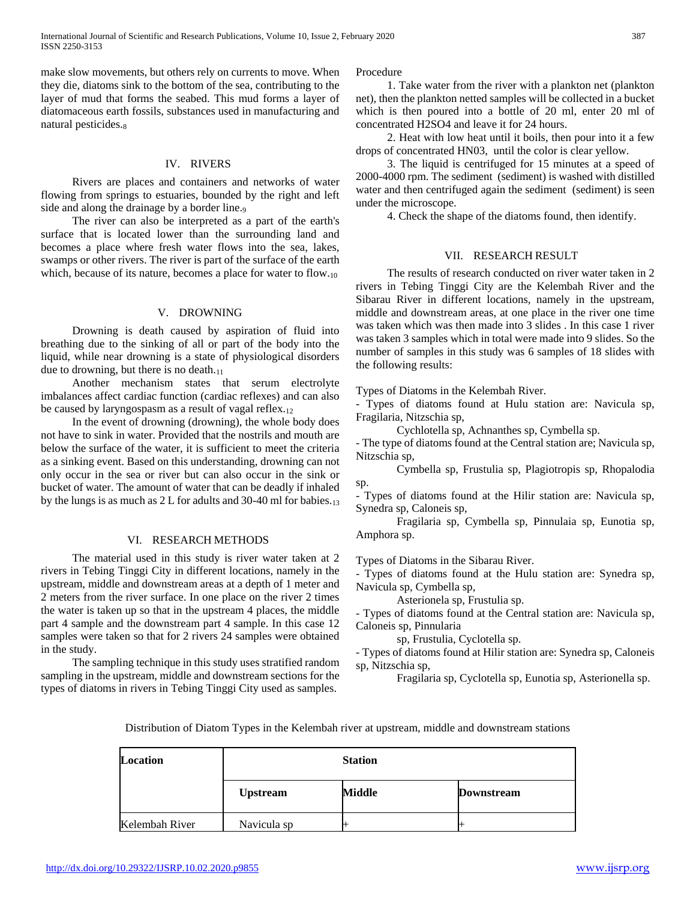make slow movements, but others rely on currents to move. When they die, diatoms sink to the bottom of the sea, contributing to the layer of mud that forms the seabed. This mud forms a layer of diatomaceous earth fossils, substances used in manufacturing and natural pesticides.[8]

## IV. RIVERS

Rivers are places and containers and networks of water flowing from springs to estuaries, bounded by the right and left side and along the drainage by a border line.[9]

The river can also be interpreted as a part of the earth's surface that is located lower than the surrounding land and becomes a place where fresh water flows into the sea, lakes, swamps or other rivers. The river is part of the surface of the earth which, because of its nature, becomes a place for water to flow.[10]

## V. DROWNING

Drowning is death caused by aspiration of fluid into breathing due to the sinking of all or part of the body into the liquid, while near drowning is a state of physiological disorders due to drowning, but there is no death.[11]

Another mechanism states that serum electrolyte imbalances affect cardiac function (cardiac reflexes) and can also be caused by laryngospasm as a result of vagal reflex.[12]

In the event of drowning (drowning), the whole body does not have to sink in water. Provided that the nostrils and mouth are below the surface of the water, it is sufficient to meet the criteria as a sinking event. Based on this understanding, drowning can not only occur in the sea or river but can also occur in the sink or bucket of water. The amount of water that can be deadly if inhaled by the lungs is as much as 2 L for adults and 30-40 ml for babies.[13]

## VI. RESEARCH METHODS

The material used in this study is river water taken at 2 rivers in Tebing Tinggi City in different locations, namely in the upstream, middle and downstream areas at a depth of 1 meter and 2 meters from the river surface. In one place on the river 2 times the water is taken up so that in the upstream 4 places, the middle part 4 sample and the downstream part 4 sample. In this case 12 samples were taken so that for 2 rivers 24 samples were obtained in the study.

The sampling technique in this study uses stratified random sampling in the upstream, middle and downstream sections for the types of diatoms in rivers in Tebing Tinggi City used as samples.

Procedure

1. Take water from the river with a plankton net (plankton net), then the plankton netted samples will be collected in a bucket which is then poured into a bottle of 20 ml, enter 20 ml of concentrated $H_2SO_4$ and leave it for 24 hours.

2. Heat with low heat until it boils, then pour into it a few drops of concentrated $HN0_3$, until the color is clear yellow.

3. The liquid is centrifuged for 15 minutes at a speed of 2000-4000 rpm. The sediment (sediment) is washed with distilled water and then centrifuged again the sediment (sediment) is seen under the microscope.

4. Check the shape of the diatoms found, then identify.

## VII. RESEARCH RESULT

The results of research conducted on river water taken in 2 rivers in Tebing Tinggi City are the Kelembah River and the Sibarau River in different locations, namely in the upstream, middle and downstream areas, at one place in the river one time was taken which was then made into 3 slides . In this case 1 river was taken 3 samples which in total were made into 9 slides. So the number of samples in this study was 6 samples of 18 slides with the following results:

Types of Diatoms in the Kelembah River.

- Types of diatoms found at Hulu station are: Navicula sp, Fragilaria, Nitzschia sp, Cychlotella sp, Achnanthes sp, Cymbella sp.
- The type of diatoms found at the Central station are; Navicula sp, Nitzschia sp, Cymbella sp, Frustulia sp, Plagiotropis sp, Rhopalodia sp.
- Types of diatoms found at the Hilir station are: Navicula sp, Synedra sp, Caloneis sp, Fragilaria sp, Cymbella sp, Pinnulaia sp, Eunotia sp, Amphora sp.

Types of Diatoms in the Sibarau River.

- Types of diatoms found at the Hulu station are: Synedra sp, Navicula sp, Cymbella sp, Asterionela sp, Frustulia sp.
- Types of diatoms found at the Central station are: Navicula sp, Caloneis sp, Pinnularia sp, Frustulia, Cyclotella sp.
- Types of diatoms found at Hilir station are: Synedra sp, Caloneis sp, Nitzschia sp, Fragilaria sp, Cyclotella sp, Eunotia sp, Asterionella sp.

Distribution of Diatom Types in the Kelembah river at upstream, middle and downstream stations

| **Location** | **Station** | | |
|---|---|---|---|
| | **Upstream** | **Middle** | **Downstream** |
| Kelembah River | Navicula sp | + | + |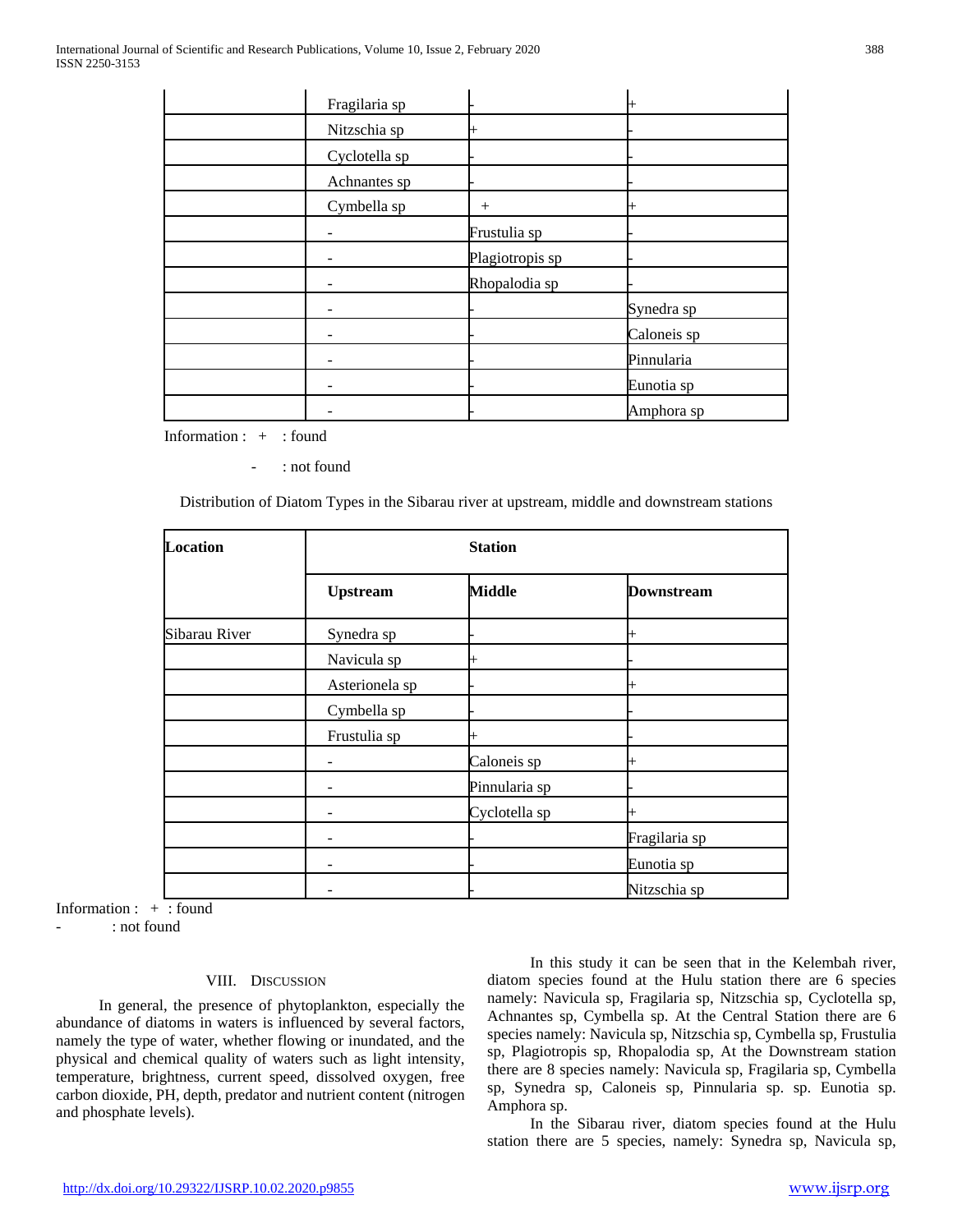| | Fragilaria sp | - | + |
|---|---|---|---|
| | Nitzschia sp | + | - |
| | Cyclotella sp | - | - |
| | Achnantes sp | - | - |
| | Cymbella sp | + | + |
| | - | Frustulia sp | - |
| | - | Plagiotropis sp | - |
| | - | Rhopalodia sp | - |
| | - | - | Synedra sp |
| | - | - | Caloneis sp |
| | - | - | Pinnularia |
| | - | - | Eunotia sp |
| | - | - | Amphora sp |

Information : + : found

\- : not found

Distribution of Diatom Types in the Sibarau river at upstream, middle and downstream stations

| **Location** | **Station** | | |
|---|---|---|---|
| | **Upstream** | **Middle** | **Downstream** |
| Sibarau River | Synedra sp | - | + |
| | Navicula sp | + | - |
| | Asterionela sp | - | + |
| | Cymbella sp | - | - |
| | Frustulia sp | + | - |
| | - | Caloneis sp | + |
| | - | Pinnularia sp | - |
| | - | Cyclotella sp | + |
| | - | - | Fragilaria sp |
| | - | - | Eunotia sp |
| | - | - | Nitzschia sp |

Information : + : found

\- : not found

## VIII. Discussion

In general, the presence of phytoplankton, especially the abundance of diatoms in waters is influenced by several factors, namely the type of water, whether flowing or inundated, and the physical and chemical quality of waters such as light intensity, temperature, brightness, current speed, dissolved oxygen, free carbon dioxide, PH, depth, predator and nutrient content (nitrogen and phosphate levels).

In this study it can be seen that in the Kelembah river, diatom species found at the Hulu station there are 6 species namely: Navicula sp, Fragilaria sp, Nitzschia sp, Cyclotella sp, Achnantes sp, Cymbella sp. At the Central Station there are 6 species namely: Navicula sp, Nitzschia sp, Cymbella sp, Frustulia sp, Plagiotropis sp, Rhopalodia sp, At the Downstream station there are 8 species namely: Navicula sp, Fragilaria sp, Cymbella sp, Synedra sp, Caloneis sp, Pinnularia sp. sp. Eunotia sp. Amphora sp.

In the Sibarau river, diatom species found at the Hulu station there are 5 species, namely: Synedra sp, Navicula sp,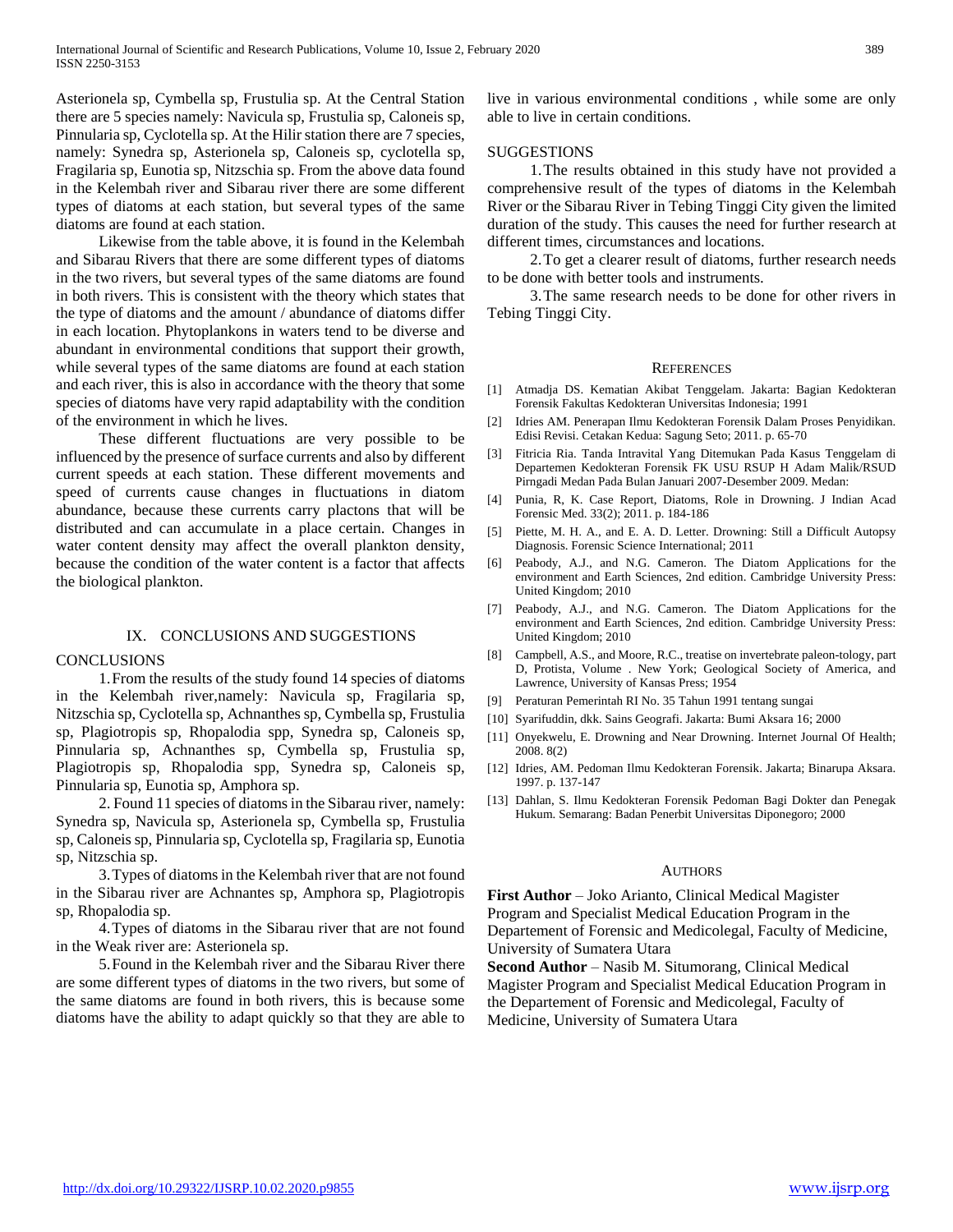Asterionela sp, Cymbella sp, Frustulia sp. At the Central Station there are 5 species namely: Navicula sp, Frustulia sp, Caloneis sp, Pinnularia sp, Cyclotella sp. At the Hilir station there are 7 species, namely: Synedra sp, Asterionela sp, Caloneis sp, cyclotella sp, Fragilaria sp, Eunotia sp, Nitzschia sp. From the above data found in the Kelembah river and Sibarau river there are some different types of diatoms at each station, but several types of the same diatoms are found at each station.

Likewise from the table above, it is found in the Kelembah and Sibarau Rivers that there are some different types of diatoms in the two rivers, but several types of the same diatoms are found in both rivers. This is consistent with the theory which states that the type of diatoms and the amount / abundance of diatoms differ in each location. Phytoplankons in waters tend to be diverse and abundant in environmental conditions that support their growth, while several types of the same diatoms are found at each station and each river, this is also in accordance with the theory that some species of diatoms have very rapid adaptability with the condition of the environment in which he lives.

These different fluctuations are very possible to be influenced by the presence of surface currents and also by different current speeds at each station. These different movements and speed of currents cause changes in fluctuations in diatom abundance, because these currents carry plactons that will be distributed and can accumulate in a place certain. Changes in water content density may affect the overall plankton density, because the condition of the water content is a factor that affects the biological plankton.

## IX. CONCLUSIONS AND SUGGESTIONS

### CONCLUSIONS

1. From the results of the study found 14 species of diatoms in the Kelembah river,namely: Navicula sp, Fragilaria sp, Nitzschia sp, Cyclotella sp, Achnanthes sp, Cymbella sp, Frustulia sp, Plagiotropis sp, Rhopalodia spp, Synedra sp, Caloneis sp, Pinnularia sp, Achnanthes sp, Cymbella sp, Frustulia sp, Plagiotropis sp, Rhopalodia spp, Synedra sp, Caloneis sp, Pinnularia sp, Eunotia sp, Amphora sp.

2. Found 11 species of diatoms in the Sibarau river, namely: Synedra sp, Navicula sp, Asterionela sp, Cymbella sp, Frustulia sp, Caloneis sp, Pinnularia sp, Cyclotella sp, Fragilaria sp, Eunotia sp, Nitzschia sp.

3. Types of diatoms in the Kelembah river that are not found in the Sibarau river are Achnantes sp, Amphora sp, Plagiotropis sp, Rhopalodia sp.

4. Types of diatoms in the Sibarau river that are not found in the Weak river are: Asterionela sp.

5. Found in the Kelembah river and the Sibarau River there are some different types of diatoms in the two rivers, but some of the same diatoms are found in both rivers, this is because some diatoms have the ability to adapt quickly so that they are able to live in various environmental conditions , while some are only able to live in certain conditions.

### SUGGESTIONS

1. The results obtained in this study have not provided a comprehensive result of the types of diatoms in the Kelembah River or the Sibarau River in Tebing Tinggi City given the limited duration of the study. This causes the need for further research at different times, circumstances and locations.

2. To get a clearer result of diatoms, further research needs to be done with better tools and instruments.

3. The same research needs to be done for other rivers in Tebing Tinggi City.

## REFERENCES

[1] Atmadja DS. Kematian Akibat Tenggelam. Jakarta: Bagian Kedokteran Forensik Fakultas Kedokteran Universitas Indonesia; 1991

[2] Idries AM. Penerapan Ilmu Kedokteran Forensik Dalam Proses Penyidikan. Edisi Revisi. Cetakan Kedua: Sagung Seto; 2011. p. 65-70

[3] Fitricia Ria. Tanda Intravital Yang Ditemukan Pada Kasus Tenggelam di Departemen Kedokteran Forensik FK USU RSUP H Adam Malik/RSUD Pirngadi Medan Pada Bulan Januari 2007-Desember 2009. Medan:

[4] Punia, R, K. Case Report, Diatoms, Role in Drowning. J Indian Acad Forensic Med. 33(2); 2011. p. 184-186

[5] Piette, M. H. A., and E. A. D. Letter. Drowning: Still a Difficult Autopsy Diagnosis. Forensic Science International; 2011

[6] Peabody, A.J., and N.G. Cameron. The Diatom Applications for the environment and Earth Sciences, 2nd edition. Cambridge University Press: United Kingdom; 2010

[7] Peabody, A.J., and N.G. Cameron. The Diatom Applications for the environment and Earth Sciences, 2nd edition. Cambridge University Press: United Kingdom; 2010

[8] Campbell, A.S., and Moore, R.C., treatise on invertebrate paleon-tology, part D, Protista, Volume . New York; Geological Society of America, and Lawrence, University of Kansas Press; 1954

[9] Peraturan Pemerintah RI No. 35 Tahun 1991 tentang sungai

[10] Syarifuddin, dkk. Sains Geografi. Jakarta: Bumi Aksara 16; 2000

[11] Onyekwelu, E. Drowning and Near Drowning. Internet Journal Of Health; 2008. 8(2)

[12] Idries, AM. Pedoman Ilmu Kedokteran Forensik. Jakarta; Binarupa Aksara. 1997. p. 137-147

[13] Dahlan, S. Ilmu Kedokteran Forensik Pedoman Bagi Dokter dan Penegak Hukum. Semarang: Badan Penerbit Universitas Diponegoro; 2000

## AUTHORS

**First Author** – Joko Arianto, Clinical Medical Magister Program and Specialist Medical Education Program in the Departement of Forensic and Medicolegal, Faculty of Medicine, University of Sumatera Utara

**Second Author** – Nasib M. Situmorang, Clinical Medical Magister Program and Specialist Medical Education Program in the Departement of Forensic and Medicolegal, Faculty of Medicine, University of Sumatera Utara